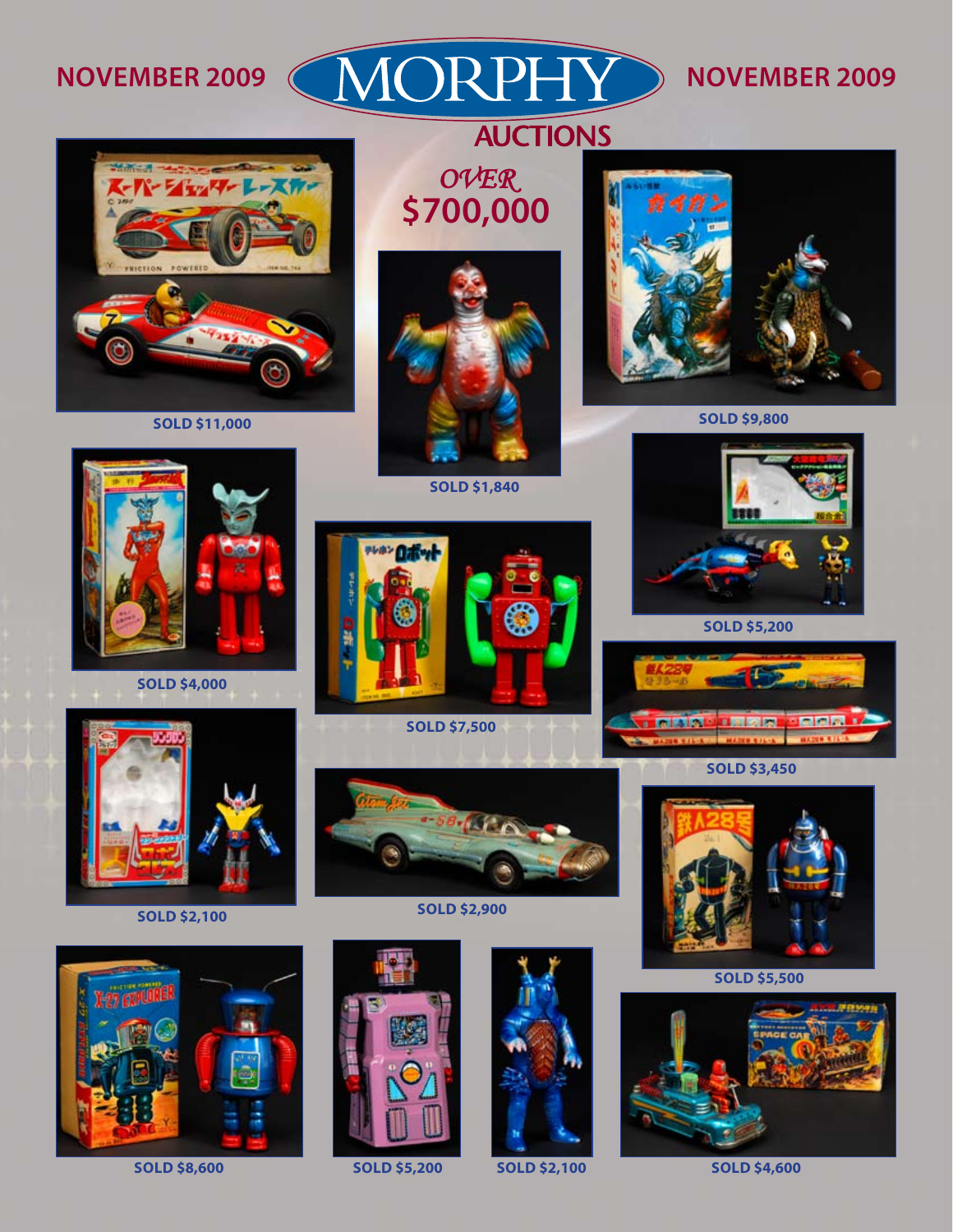NOVEMBER 2009 **MORPHY AUCTIONS** NOVEMBER 2009

## OVER $700,000

SOLD $11,000

SOLD $1,840

SOLD $9,800

SOLD $4,000

SOLD $7,500

SOLD $5,200

SOLD $3,450

SOLD $2,100

SOLD $2,900

SOLD $5,500

SOLD $8,600

SOLD $5,200

SOLD $2,100

SOLD $4,600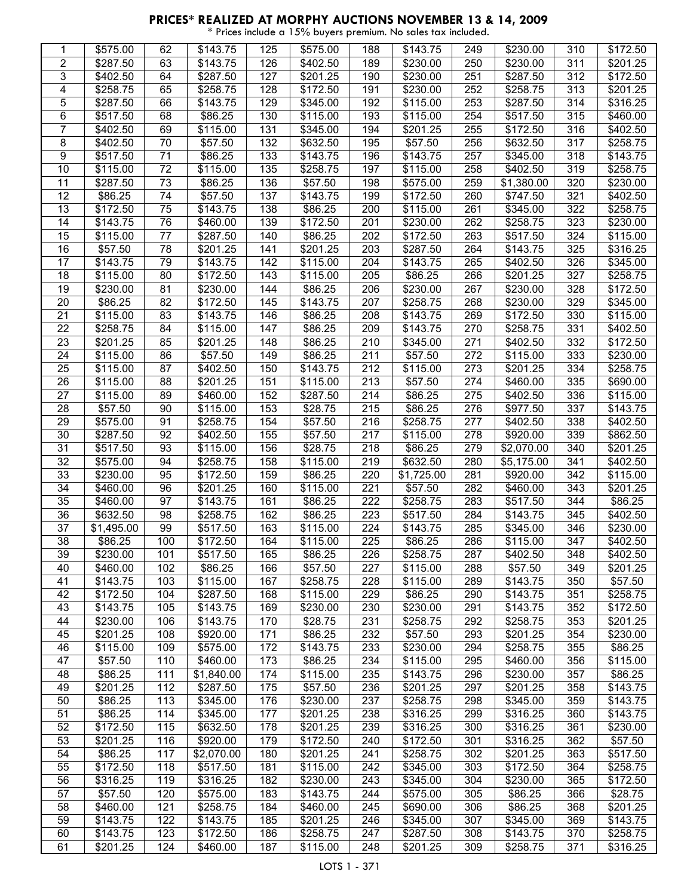## PRICES* REALIZED AT MORPHY AUCTIONS NOVEMBER 13 & 14, 2009

\* Prices include a 15% buyers premium. No sales tax included.

| | | | | | | | | | | | |
|---|---|---|---|---|---|---|---|---|---|---|---|
| 1 | $575.00 | 62 | $143.75 | 125 | $575.00 | 188 | $143.75 | 249 | $230.00 | 310 | $172.50 |
| 2 | $287.50 | 63 | $143.75 | 126 | $402.50 | 189 | $230.00 | 250 | $230.00 | 311 | $201.25 |
| 3 | $402.50 | 64 | $287.50 | 127 | $201.25 | 190 | $230.00 | 251 | $287.50 | 312 | $172.50 |
| 4 | $258.75 | 65 | $258.75 | 128 | $172.50 | 191 | $230.00 | 252 | $258.75 | 313 | $201.25 |
| 5 | $287.50 | 66 | $143.75 | 129 | $345.00 | 192 | $115.00 | 253 | $287.50 | 314 | $316.25 |
| 6 | $517.50 | 68 | $86.25 | 130 | $115.00 | 193 | $115.00 | 254 | $517.50 | 315 | $460.00 |
| 7 | $402.50 | 69 | $115.00 | 131 | $345.00 | 194 | $201.25 | 255 | $172.50 | 316 | $402.50 |
| 8 | $402.50 | 70 | $57.50 | 132 | $632.50 | 195 | $57.50 | 256 | $632.50 | 317 | $258.75 |
| 9 | $517.50 | 71 | $86.25 | 133 | $143.75 | 196 | $143.75 | 257 | $345.00 | 318 | $143.75 |
| 10 | $115.00 | 72 | $115.00 | 135 | $258.75 | 197 | $115.00 | 258 | $402.50 | 319 | $258.75 |
| 11 | $287.50 | 73 | $86.25 | 136 | $57.50 | 198 | $575.00 | 259 | $1,380.00 | 320 | $230.00 |
| 12 | $86.25 | 74 | $57.50 | 137 | $143.75 | 199 | $172.50 | 260 | $747.50 | 321 | $402.50 |
| 13 | $172.50 | 75 | $143.75 | 138 | $86.25 | 200 | $115.00 | 261 | $345.00 | 322 | $258.75 |
| 14 | $143.75 | 76 | $460.00 | 139 | $172.50 | 201 | $230.00 | 262 | $258.75 | 323 | $230.00 |
| 15 | $115.00 | 77 | $287.50 | 140 | $86.25 | 202 | $172.50 | 263 | $517.50 | 324 | $115.00 |
| 16 | $57.50 | 78 | $201.25 | 141 | $201.25 | 203 | $287.50 | 264 | $143.75 | 325 | $316.25 |
| 17 | $143.75 | 79 | $143.75 | 142 | $115.00 | 204 | $143.75 | 265 | $402.50 | 326 | $345.00 |
| 18 | $115.00 | 80 | $172.50 | 143 | $115.00 | 205 | $86.25 | 266 | $201.25 | 327 | $258.75 |
| 19 | $230.00 | 81 | $230.00 | 144 | $86.25 | 206 | $230.00 | 267 | $230.00 | 328 | $172.50 |
| 20 | $86.25 | 82 | $172.50 | 145 | $143.75 | 207 | $258.75 | 268 | $230.00 | 329 | $345.00 |
| 21 | $115.00 | 83 | $143.75 | 146 | $86.25 | 208 | $143.75 | 269 | $172.50 | 330 | $115.00 |
| 22 | $258.75 | 84 | $115.00 | 147 | $86.25 | 209 | $143.75 | 270 | $258.75 | 331 | $402.50 |
| 23 | $201.25 | 85 | $201.25 | 148 | $86.25 | 210 | $345.00 | 271 | $402.50 | 332 | $172.50 |
| 24 | $115.00 | 86 | $57.50 | 149 | $86.25 | 211 | $57.50 | 272 | $115.00 | 333 | $230.00 |
| 25 | $115.00 | 87 | $402.50 | 150 | $143.75 | 212 | $115.00 | 273 | $201.25 | 334 | $258.75 |
| 26 | $115.00 | 88 | $201.25 | 151 | $115.00 | 213 | $57.50 | 274 | $460.00 | 335 | $690.00 |
| 27 | $115.00 | 89 | $460.00 | 152 | $287.50 | 214 | $86.25 | 275 | $402.50 | 336 | $115.00 |
| 28 | $57.50 | 90 | $115.00 | 153 | $28.75 | 215 | $86.25 | 276 | $977.50 | 337 | $143.75 |
| 29 | $575.00 | 91 | $258.75 | 154 | $57.50 | 216 | $258.75 | 277 | $402.50 | 338 | $402.50 |
| 30 | $287.50 | 92 | $402.50 | 155 | $57.50 | 217 | $115.00 | 278 | $920.00 | 339 | $862.50 |
| 31 | $517.50 | 93 | $115.00 | 156 | $28.75 | 218 | $86.25 | 279 | $2,070.00 | 340 | $201.25 |
| 32 | $575.00 | 94 | $258.75 | 158 | $115.00 | 219 | $632.50 | 280 | $5,175.00 | 341 | $402.50 |
| 33 | $230.00 | 95 | $172.50 | 159 | $86.25 | 220 | $1,725.00 | 281 | $920.00 | 342 | $115.00 |
| 34 | $460.00 | 96 | $201.25 | 160 | $115.00 | 221 | $57.50 | 282 | $460.00 | 343 | $201.25 |
| 35 | $460.00 | 97 | $143.75 | 161 | $86.25 | 222 | $258.75 | 283 | $517.50 | 344 | $86.25 |
| 36 | $632.50 | 98 | $258.75 | 162 | $86.25 | 223 | $517.50 | 284 | $143.75 | 345 | $402.50 |
| 37 | $1,495.00 | 99 | $517.50 | 163 | $115.00 | 224 | $143.75 | 285 | $345.00 | 346 | $230.00 |
| 38 | $86.25 | 100 | $172.50 | 164 | $115.00 | 225 | $86.25 | 286 | $115.00 | 347 | $402.50 |
| 39 | $230.00 | 101 | $517.50 | 165 | $86.25 | 226 | $258.75 | 287 | $402.50 | 348 | $402.50 |
| 40 | $460.00 | 102 | $86.25 | 166 | $57.50 | 227 | $115.00 | 288 | $57.50 | 349 | $201.25 |
| 41 | $143.75 | 103 | $115.00 | 167 | $258.75 | 228 | $115.00 | 289 | $143.75 | 350 | $57.50 |
| 42 | $172.50 | 104 | $287.50 | 168 | $115.00 | 229 | $86.25 | 290 | $143.75 | 351 | $258.75 |
| 43 | $143.75 | 105 | $143.75 | 169 | $230.00 | 230 | $230.00 | 291 | $143.75 | 352 | $172.50 |
| 44 | $230.00 | 106 | $143.75 | 170 | $28.75 | 231 | $258.75 | 292 | $258.75 | 353 | $201.25 |
| 45 | $201.25 | 108 | $920.00 | 171 | $86.25 | 232 | $57.50 | 293 | $201.25 | 354 | $230.00 |
| 46 | $115.00 | 109 | $575.00 | 172 | $143.75 | 233 | $230.00 | 294 | $258.75 | 355 | $86.25 |
| 47 | $57.50 | 110 | $460.00 | 173 | $86.25 | 234 | $115.00 | 295 | $460.00 | 356 | $115.00 |
| 48 | $86.25 | 111 | $1,840.00 | 174 | $115.00 | 235 | $143.75 | 296 | $230.00 | 357 | $86.25 |
| 49 | $201.25 | 112 | $287.50 | 175 | $57.50 | 236 | $201.25 | 297 | $201.25 | 358 | $143.75 |
| 50 | $86.25 | 113 | $345.00 | 176 | $230.00 | 237 | $258.75 | 298 | $345.00 | 359 | $143.75 |
| 51 | $86.25 | 114 | $345.00 | 177 | $201.25 | 238 | $316.25 | 299 | $316.25 | 360 | $143.75 |
| 52 | $172.50 | 115 | $632.50 | 178 | $201.25 | 239 | $316.25 | 300 | $316.25 | 361 | $230.00 |
| 53 | $201.25 | 116 | $920.00 | 179 | $172.50 | 240 | $172.50 | 301 | $316.25 | 362 | $57.50 |
| 54 | $86.25 | 117 | $2,070.00 | 180 | $201.25 | 241 | $258.75 | 302 | $201.25 | 363 | $517.50 |
| 55 | $172.50 | 118 | $517.50 | 181 | $115.00 | 242 | $345.00 | 303 | $172.50 | 364 | $258.75 |
| 56 | $316.25 | 119 | $316.25 | 182 | $230.00 | 243 | $345.00 | 304 | $230.00 | 365 | $172.50 |
| 57 | $57.50 | 120 | $575.00 | 183 | $143.75 | 244 | $575.00 | 305 | $86.25 | 366 | $28.75 |
| 58 | $460.00 | 121 | $258.75 | 184 | $460.00 | 245 | $690.00 | 306 | $86.25 | 368 | $201.25 |
| 59 | $143.75 | 122 | $143.75 | 185 | $201.25 | 246 | $345.00 | 307 | $345.00 | 369 | $143.75 |
| 60 | $143.75 | 123 | $172.50 | 186 | $258.75 | 247 | $287.50 | 308 | $143.75 | 370 | $258.75 |
| 61 | $201.25 | 124 | $460.00 | 187 | $115.00 | 248 | $201.25 | 309 | $258.75 | 371 | $316.25 |

LOTS 1 - 371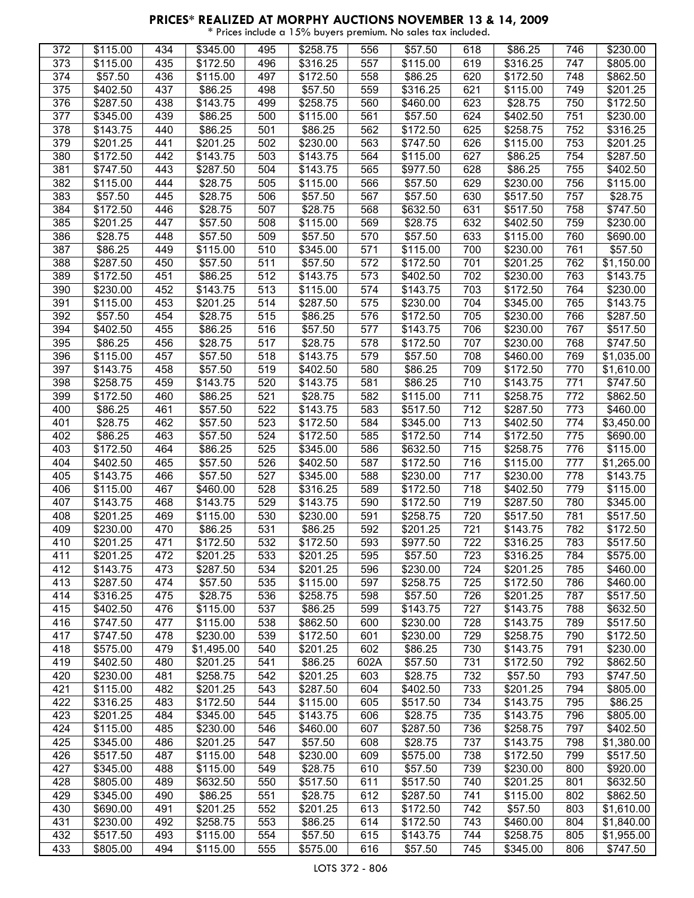## PRICES* REALIZED AT MORPHY AUCTIONS NOVEMBER 13 & 14, 2009

\* Prices include a 15% buyers premium. No sales tax included.

| Lot | Price | Lot | Price | Lot | Price | Lot | Price | Lot | Price | Lot | Price |
|---|---|---|---|---|---|---|---|---|---|---|---|
| 372 | $115.00 | 434 | $345.00 | 495 | $258.75 | 556 | $57.50 | 618 | $86.25 | 746 | $230.00 |
| 373 | $115.00 | 435 | $172.50 | 496 | $316.25 | 557 | $115.00 | 619 | $316.25 | 747 | $805.00 |
| 374 | $57.50 | 436 | $115.00 | 497 | $172.50 | 558 | $86.25 | 620 | $172.50 | 748 | $862.50 |
| 375 | $402.50 | 437 | $86.25 | 498 | $57.50 | 559 | $316.25 | 621 | $115.00 | 749 | $201.25 |
| 376 | $287.50 | 438 | $143.75 | 499 | $258.75 | 560 | $460.00 | 623 | $28.75 | 750 | $172.50 |
| 377 | $345.00 | 439 | $86.25 | 500 | $115.00 | 561 | $57.50 | 624 | $402.50 | 751 | $230.00 |
| 378 | $143.75 | 440 | $86.25 | 501 | $86.25 | 562 | $172.50 | 625 | $258.75 | 752 | $316.25 |
| 379 | $201.25 | 441 | $201.25 | 502 | $230.00 | 563 | $747.50 | 626 | $115.00 | 753 | $201.25 |
| 380 | $172.50 | 442 | $143.75 | 503 | $143.75 | 564 | $115.00 | 627 | $86.25 | 754 | $287.50 |
| 381 | $747.50 | 443 | $287.50 | 504 | $143.75 | 565 | $977.50 | 628 | $86.25 | 755 | $402.50 |
| 382 | $115.00 | 444 | $28.75 | 505 | $115.00 | 566 | $57.50 | 629 | $230.00 | 756 | $115.00 |
| 383 | $57.50 | 445 | $28.75 | 506 | $57.50 | 567 | $57.50 | 630 | $517.50 | 757 | $28.75 |
| 384 | $172.50 | 446 | $28.75 | 507 | $28.75 | 568 | $632.50 | 631 | $517.50 | 758 | $747.50 |
| 385 | $201.25 | 447 | $57.50 | 508 | $115.00 | 569 | $28.75 | 632 | $402.50 | 759 | $230.00 |
| 386 | $28.75 | 448 | $57.50 | 509 | $57.50 | 570 | $57.50 | 633 | $115.00 | 760 | $690.00 |
| 387 | $86.25 | 449 | $115.00 | 510 | $345.00 | 571 | $115.00 | 700 | $230.00 | 761 | $57.50 |
| 388 | $287.50 | 450 | $57.50 | 511 | $57.50 | 572 | $172.50 | 701 | $201.25 | 762 | $1,150.00 |
| 389 | $172.50 | 451 | $86.25 | 512 | $143.75 | 573 | $402.50 | 702 | $230.00 | 763 | $143.75 |
| 390 | $230.00 | 452 | $143.75 | 513 | $115.00 | 574 | $143.75 | 703 | $172.50 | 764 | $230.00 |
| 391 | $115.00 | 453 | $201.25 | 514 | $287.50 | 575 | $230.00 | 704 | $345.00 | 765 | $143.75 |
| 392 | $57.50 | 454 | $28.75 | 515 | $86.25 | 576 | $172.50 | 705 | $230.00 | 766 | $287.50 |
| 394 | $402.50 | 455 | $86.25 | 516 | $57.50 | 577 | $143.75 | 706 | $230.00 | 767 | $517.50 |
| 395 | $86.25 | 456 | $28.75 | 517 | $28.75 | 578 | $172.50 | 707 | $230.00 | 768 | $747.50 |
| 396 | $115.00 | 457 | $57.50 | 518 | $143.75 | 579 | $57.50 | 708 | $460.00 | 769 | $1,035.00 |
| 397 | $143.75 | 458 | $57.50 | 519 | $402.50 | 580 | $86.25 | 709 | $172.50 | 770 | $1,610.00 |
| 398 | $258.75 | 459 | $143.75 | 520 | $143.75 | 581 | $86.25 | 710 | $143.75 | 771 | $747.50 |
| 399 | $172.50 | 460 | $86.25 | 521 | $28.75 | 582 | $115.00 | 711 | $258.75 | 772 | $862.50 |
| 400 | $86.25 | 461 | $57.50 | 522 | $143.75 | 583 | $517.50 | 712 | $287.50 | 773 | $460.00 |
| 401 | $28.75 | 462 | $57.50 | 523 | $172.50 | 584 | $345.00 | 713 | $402.50 | 774 | $3,450.00 |
| 402 | $86.25 | 463 | $57.50 | 524 | $172.50 | 585 | $172.50 | 714 | $172.50 | 775 | $690.00 |
| 403 | $172.50 | 464 | $86.25 | 525 | $345.00 | 586 | $632.50 | 715 | $258.75 | 776 | $115.00 |
| 404 | $402.50 | 465 | $57.50 | 526 | $402.50 | 587 | $172.50 | 716 | $115.00 | 777 | $1,265.00 |
| 405 | $143.75 | 466 | $57.50 | 527 | $345.00 | 588 | $230.00 | 717 | $230.00 | 778 | $143.75 |
| 406 | $115.00 | 467 | $460.00 | 528 | $316.25 | 589 | $172.50 | 718 | $402.50 | 779 | $115.00 |
| 407 | $143.75 | 468 | $143.75 | 529 | $143.75 | 590 | $172.50 | 719 | $287.50 | 780 | $345.00 |
| 408 | $201.25 | 469 | $115.00 | 530 | $230.00 | 591 | $258.75 | 720 | $517.50 | 781 | $517.50 |
| 409 | $230.00 | 470 | $86.25 | 531 | $86.25 | 592 | $201.25 | 721 | $143.75 | 782 | $172.50 |
| 410 | $201.25 | 471 | $172.50 | 532 | $172.50 | 593 | $977.50 | 722 | $316.25 | 783 | $517.50 |
| 411 | $201.25 | 472 | $201.25 | 533 | $201.25 | 595 | $57.50 | 723 | $316.25 | 784 | $575.00 |
| 412 | $143.75 | 473 | $287.50 | 534 | $201.25 | 596 | $230.00 | 724 | $201.25 | 785 | $460.00 |
| 413 | $287.50 | 474 | $57.50 | 535 | $115.00 | 597 | $258.75 | 725 | $172.50 | 786 | $460.00 |
| 414 | $316.25 | 475 | $28.75 | 536 | $258.75 | 598 | $57.50 | 726 | $201.25 | 787 | $517.50 |
| 415 | $402.50 | 476 | $115.00 | 537 | $86.25 | 599 | $143.75 | 727 | $143.75 | 788 | $632.50 |
| 416 | $747.50 | 477 | $115.00 | 538 | $862.50 | 600 | $230.00 | 728 | $143.75 | 789 | $517.50 |
| 417 | $747.50 | 478 | $230.00 | 539 | $172.50 | 601 | $230.00 | 729 | $258.75 | 790 | $172.50 |
| 418 | $575.00 | 479 | $1,495.00 | 540 | $201.25 | 602 | $86.25 | 730 | $143.75 | 791 | $230.00 |
| 419 | $402.50 | 480 | $201.25 | 541 | $86.25 | 602A | $57.50 | 731 | $172.50 | 792 | $862.50 |
| 420 | $230.00 | 481 | $258.75 | 542 | $201.25 | 603 | $28.75 | 732 | $57.50 | 793 | $747.50 |
| 421 | $115.00 | 482 | $201.25 | 543 | $287.50 | 604 | $402.50 | 733 | $201.25 | 794 | $805.00 |
| 422 | $316.25 | 483 | $172.50 | 544 | $115.00 | 605 | $517.50 | 734 | $143.75 | 795 | $86.25 |
| 423 | $201.25 | 484 | $345.00 | 545 | $143.75 | 606 | $28.75 | 735 | $143.75 | 796 | $805.00 |
| 424 | $115.00 | 485 | $230.00 | 546 | $460.00 | 607 | $287.50 | 736 | $258.75 | 797 | $402.50 |
| 425 | $345.00 | 486 | $201.25 | 547 | $57.50 | 608 | $28.75 | 737 | $143.75 | 798 | $1,380.00 |
| 426 | $517.50 | 487 | $115.00 | 548 | $230.00 | 609 | $575.00 | 738 | $172.50 | 799 | $517.50 |
| 427 | $345.00 | 488 | $115.00 | 549 | $28.75 | 610 | $57.50 | 739 | $230.00 | 800 | $920.00 |
| 428 | $805.00 | 489 | $632.50 | 550 | $517.50 | 611 | $517.50 | 740 | $201.25 | 801 | $632.50 |
| 429 | $345.00 | 490 | $86.25 | 551 | $28.75 | 612 | $287.50 | 741 | $115.00 | 802 | $862.50 |
| 430 | $690.00 | 491 | $201.25 | 552 | $201.25 | 613 | $172.50 | 742 | $57.50 | 803 | $1,610.00 |
| 431 | $230.00 | 492 | $258.75 | 553 | $86.25 | 614 | $172.50 | 743 | $460.00 | 804 | $1,840.00 |
| 432 | $517.50 | 493 | $115.00 | 554 | $57.50 | 615 | $143.75 | 744 | $258.75 | 805 | $1,955.00 |
| 433 | $805.00 | 494 | $115.00 | 555 | $575.00 | 616 | $57.50 | 745 | $345.00 | 806 | $747.50 |

LOTS 372 - 806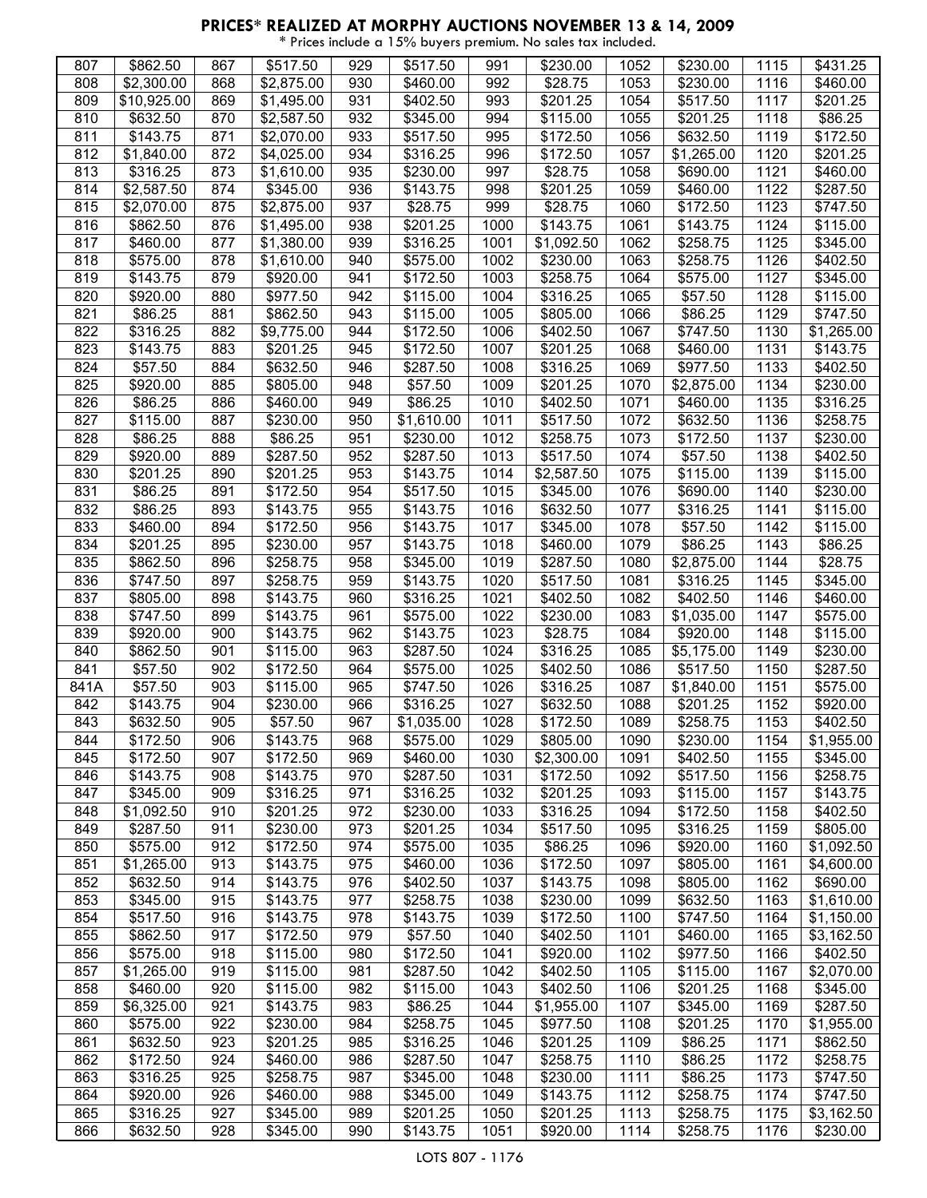# PRICES* REALIZED AT MORPHY AUCTIONS NOVEMBER 13 & 14, 2009

\* Prices include a 15% buyers premium. No sales tax included.

| | | | | | | | | | | | |
|---|---|---|---|---|---|---|---|---|---|---|---|
| 807 | $862.50 | 867 | $517.50 | 929 | $517.50 | 991 | $230.00 | 1052 | $230.00 | 1115 | $431.25 |
| 808 | $2,300.00 | 868 | $2,875.00 | 930 | $460.00 | 992 | $28.75 | 1053 | $230.00 | 1116 | $460.00 |
| 809 | $10,925.00 | 869 | $1,495.00 | 931 | $402.50 | 993 | $201.25 | 1054 | $517.50 | 1117 | $201.25 |
| 810 | $632.50 | 870 | $2,587.50 | 932 | $345.00 | 994 | $115.00 | 1055 | $201.25 | 1118 | $86.25 |
| 811 | $143.75 | 871 | $2,070.00 | 933 | $517.50 | 995 | $172.50 | 1056 | $632.50 | 1119 | $172.50 |
| 812 | $1,840.00 | 872 | $4,025.00 | 934 | $316.25 | 996 | $172.50 | 1057 | $1,265.00 | 1120 | $201.25 |
| 813 | $316.25 | 873 | $1,610.00 | 935 | $230.00 | 997 | $28.75 | 1058 | $690.00 | 1121 | $460.00 |
| 814 | $2,587.50 | 874 | $345.00 | 936 | $143.75 | 998 | $201.25 | 1059 | $460.00 | 1122 | $287.50 |
| 815 | $2,070.00 | 875 | $2,875.00 | 937 | $28.75 | 999 | $28.75 | 1060 | $172.50 | 1123 | $747.50 |
| 816 | $862.50 | 876 | $1,495.00 | 938 | $201.25 | 1000 | $143.75 | 1061 | $143.75 | 1124 | $115.00 |
| 817 | $460.00 | 877 | $1,380.00 | 939 | $316.25 | 1001 | $1,092.50 | 1062 | $258.75 | 1125 | $345.00 |
| 818 | $575.00 | 878 | $1,610.00 | 940 | $575.00 | 1002 | $230.00 | 1063 | $258.75 | 1126 | $402.50 |
| 819 | $143.75 | 879 | $920.00 | 941 | $172.50 | 1003 | $258.75 | 1064 | $575.00 | 1127 | $345.00 |
| 820 | $920.00 | 880 | $977.50 | 942 | $115.00 | 1004 | $316.25 | 1065 | $57.50 | 1128 | $115.00 |
| 821 | $86.25 | 881 | $862.50 | 943 | $115.00 | 1005 | $805.00 | 1066 | $86.25 | 1129 | $747.50 |
| 822 | $316.25 | 882 | $9,775.00 | 944 | $172.50 | 1006 | $402.50 | 1067 | $747.50 | 1130 | $1,265.00 |
| 823 | $143.75 | 883 | $201.25 | 945 | $172.50 | 1007 | $201.25 | 1068 | $460.00 | 1131 | $143.75 |
| 824 | $57.50 | 884 | $632.50 | 946 | $287.50 | 1008 | $316.25 | 1069 | $977.50 | 1133 | $402.50 |
| 825 | $920.00 | 885 | $805.00 | 948 | $57.50 | 1009 | $201.25 | 1070 | $2,875.00 | 1134 | $230.00 |
| 826 | $86.25 | 886 | $460.00 | 949 | $86.25 | 1010 | $402.50 | 1071 | $460.00 | 1135 | $316.25 |
| 827 | $115.00 | 887 | $230.00 | 950 | $1,610.00 | 1011 | $517.50 | 1072 | $632.50 | 1136 | $258.75 |
| 828 | $86.25 | 888 | $86.25 | 951 | $230.00 | 1012 | $258.75 | 1073 | $172.50 | 1137 | $230.00 |
| 829 | $920.00 | 889 | $287.50 | 952 | $287.50 | 1013 | $517.50 | 1074 | $57.50 | 1138 | $402.50 |
| 830 | $201.25 | 890 | $201.25 | 953 | $143.75 | 1014 | $2,587.50 | 1075 | $115.00 | 1139 | $115.00 |
| 831 | $86.25 | 891 | $172.50 | 954 | $517.50 | 1015 | $345.00 | 1076 | $690.00 | 1140 | $230.00 |
| 832 | $86.25 | 893 | $143.75 | 955 | $143.75 | 1016 | $632.50 | 1077 | $316.25 | 1141 | $115.00 |
| 833 | $460.00 | 894 | $172.50 | 956 | $143.75 | 1017 | $345.00 | 1078 | $57.50 | 1142 | $115.00 |
| 834 | $201.25 | 895 | $230.00 | 957 | $143.75 | 1018 | $460.00 | 1079 | $86.25 | 1143 | $86.25 |
| 835 | $862.50 | 896 | $258.75 | 958 | $345.00 | 1019 | $287.50 | 1080 | $2,875.00 | 1144 | $28.75 |
| 836 | $747.50 | 897 | $258.75 | 959 | $143.75 | 1020 | $517.50 | 1081 | $316.25 | 1145 | $345.00 |
| 837 | $805.00 | 898 | $143.75 | 960 | $316.25 | 1021 | $402.50 | 1082 | $402.50 | 1146 | $460.00 |
| 838 | $747.50 | 899 | $143.75 | 961 | $575.00 | 1022 | $230.00 | 1083 | $1,035.00 | 1147 | $575.00 |
| 839 | $920.00 | 900 | $143.75 | 962 | $143.75 | 1023 | $28.75 | 1084 | $920.00 | 1148 | $115.00 |
| 840 | $862.50 | 901 | $115.00 | 963 | $287.50 | 1024 | $316.25 | 1085 | $5,175.00 | 1149 | $230.00 |
| 841 | $57.50 | 902 | $172.50 | 964 | $575.00 | 1025 | $402.50 | 1086 | $517.50 | 1150 | $287.50 |
| 841A | $57.50 | 903 | $115.00 | 965 | $747.50 | 1026 | $316.25 | 1087 | $1,840.00 | 1151 | $575.00 |
| 842 | $143.75 | 904 | $230.00 | 966 | $316.25 | 1027 | $632.50 | 1088 | $201.25 | 1152 | $920.00 |
| 843 | $632.50 | 905 | $57.50 | 967 | $1,035.00 | 1028 | $172.50 | 1089 | $258.75 | 1153 | $402.50 |
| 844 | $172.50 | 906 | $143.75 | 968 | $575.00 | 1029 | $805.00 | 1090 | $230.00 | 1154 | $1,955.00 |
| 845 | $172.50 | 907 | $172.50 | 969 | $460.00 | 1030 | $2,300.00 | 1091 | $402.50 | 1155 | $345.00 |
| 846 | $143.75 | 908 | $143.75 | 970 | $287.50 | 1031 | $172.50 | 1092 | $517.50 | 1156 | $258.75 |
| 847 | $345.00 | 909 | $316.25 | 971 | $316.25 | 1032 | $201.25 | 1093 | $115.00 | 1157 | $143.75 |
| 848 | $1,092.50 | 910 | $201.25 | 972 | $230.00 | 1033 | $316.25 | 1094 | $172.50 | 1158 | $402.50 |
| 849 | $287.50 | 911 | $230.00 | 973 | $201.25 | 1034 | $517.50 | 1095 | $316.25 | 1159 | $805.00 |
| 850 | $575.00 | 912 | $172.50 | 974 | $575.00 | 1035 | $86.25 | 1096 | $920.00 | 1160 | $1,092.50 |
| 851 | $1,265.00 | 913 | $143.75 | 975 | $460.00 | 1036 | $172.50 | 1097 | $805.00 | 1161 | $4,600.00 |
| 852 | $632.50 | 914 | $143.75 | 976 | $402.50 | 1037 | $143.75 | 1098 | $805.00 | 1162 | $690.00 |
| 853 | $345.00 | 915 | $143.75 | 977 | $258.75 | 1038 | $230.00 | 1099 | $632.50 | 1163 | $1,610.00 |
| 854 | $517.50 | 916 | $143.75 | 978 | $143.75 | 1039 | $172.50 | 1100 | $747.50 | 1164 | $1,150.00 |
| 855 | $862.50 | 917 | $172.50 | 979 | $57.50 | 1040 | $402.50 | 1101 | $460.00 | 1165 | $3,162.50 |
| 856 | $575.00 | 918 | $115.00 | 980 | $172.50 | 1041 | $920.00 | 1102 | $977.50 | 1166 | $402.50 |
| 857 | $1,265.00 | 919 | $115.00 | 981 | $287.50 | 1042 | $402.50 | 1105 | $115.00 | 1167 | $2,070.00 |
| 858 | $460.00 | 920 | $115.00 | 982 | $115.00 | 1043 | $402.50 | 1106 | $201.25 | 1168 | $345.00 |
| 859 | $6,325.00 | 921 | $143.75 | 983 | $86.25 | 1044 | $1,955.00 | 1107 | $345.00 | 1169 | $287.50 |
| 860 | $575.00 | 922 | $230.00 | 984 | $258.75 | 1045 | $977.50 | 1108 | $201.25 | 1170 | $1,955.00 |
| 861 | $632.50 | 923 | $201.25 | 985 | $316.25 | 1046 | $201.25 | 1109 | $86.25 | 1171 | $862.50 |
| 862 | $172.50 | 924 | $460.00 | 986 | $287.50 | 1047 | $258.75 | 1110 | $86.25 | 1172 | $258.75 |
| 863 | $316.25 | 925 | $258.75 | 987 | $345.00 | 1048 | $230.00 | 1111 | $86.25 | 1173 | $747.50 |
| 864 | $920.00 | 926 | $460.00 | 988 | $345.00 | 1049 | $143.75 | 1112 | $258.75 | 1174 | $747.50 |
| 865 | $316.25 | 927 | $345.00 | 989 | $201.25 | 1050 | $201.25 | 1113 | $258.75 | 1175 | $3,162.50 |
| 866 | $632.50 | 928 | $345.00 | 990 | $143.75 | 1051 | $920.00 | 1114 | $258.75 | 1176 | $230.00 |

LOTS 807 - 1176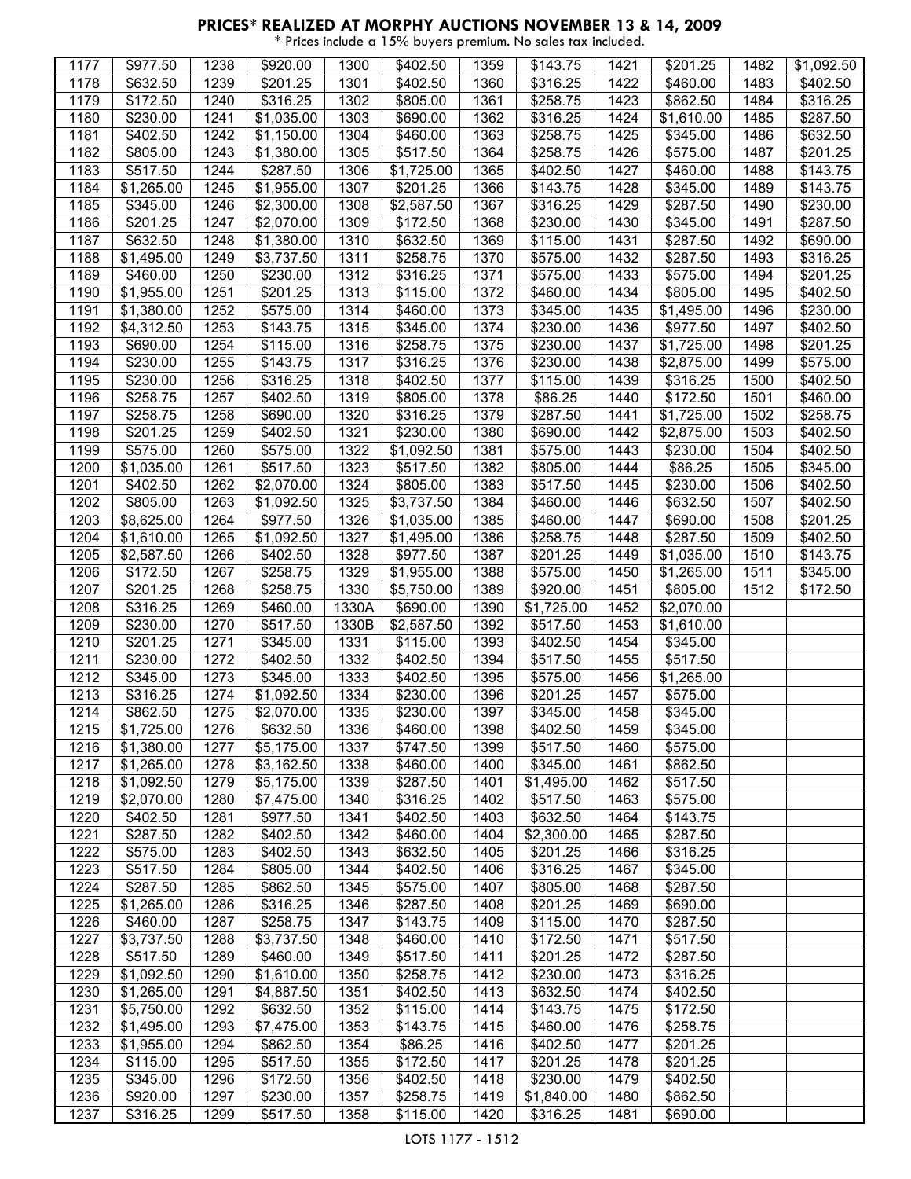# PRICES* REALIZED AT MORPHY AUCTIONS NOVEMBER 13 & 14, 2009

\* Prices include a 15% buyers premium. No sales tax included.

| | | | | | | | | | | | | | |
|---|---|---|---|---|---|---|---|---|---|---|---|---|---|
| 1177 | $977.50 | 1238 | $920.00 | 1300 | $402.50 | 1359 | $143.75 | 1421 | $201.25 | 1482 | $1,092.50 |
| 1178 | $632.50 | 1239 | $201.25 | 1301 | $402.50 | 1360 | $316.25 | 1422 | $460.00 | 1483 | $402.50 |
| 1179 | $172.50 | 1240 | $316.25 | 1302 | $805.00 | 1361 | $258.75 | 1423 | $862.50 | 1484 | $316.25 |
| 1180 | $230.00 | 1241 | $1,035.00 | 1303 | $690.00 | 1362 | $316.25 | 1424 | $1,610.00 | 1485 | $287.50 |
| 1181 | $402.50 | 1242 | $1,150.00 | 1304 | $460.00 | 1363 | $258.75 | 1425 | $345.00 | 1486 | $632.50 |
| 1182 | $805.00 | 1243 | $1,380.00 | 1305 | $517.50 | 1364 | $258.75 | 1426 | $575.00 | 1487 | $201.25 |
| 1183 | $517.50 | 1244 | $287.50 | 1306 | $1,725.00 | 1365 | $402.50 | 1427 | $460.00 | 1488 | $143.75 |
| 1184 | $1,265.00 | 1245 | $1,955.00 | 1307 | $201.25 | 1366 | $143.75 | 1428 | $345.00 | 1489 | $143.75 |
| 1185 | $345.00 | 1246 | $2,300.00 | 1308 | $2,587.50 | 1367 | $316.25 | 1429 | $287.50 | 1490 | $230.00 |
| 1186 | $201.25 | 1247 | $2,070.00 | 1309 | $172.50 | 1368 | $230.00 | 1430 | $345.00 | 1491 | $287.50 |
| 1187 | $632.50 | 1248 | $1,380.00 | 1310 | $632.50 | 1369 | $115.00 | 1431 | $287.50 | 1492 | $690.00 |
| 1188 | $1,495.00 | 1249 | $3,737.50 | 1311 | $258.75 | 1370 | $575.00 | 1432 | $287.50 | 1493 | $316.25 |
| 1189 | $460.00 | 1250 | $230.00 | 1312 | $316.25 | 1371 | $575.00 | 1433 | $575.00 | 1494 | $201.25 |
| 1190 | $1,955.00 | 1251 | $201.25 | 1313 | $115.00 | 1372 | $460.00 | 1434 | $805.00 | 1495 | $402.50 |
| 1191 | $1,380.00 | 1252 | $575.00 | 1314 | $460.00 | 1373 | $345.00 | 1435 | $1,495.00 | 1496 | $230.00 |
| 1192 | $4,312.50 | 1253 | $143.75 | 1315 | $345.00 | 1374 | $230.00 | 1436 | $977.50 | 1497 | $402.50 |
| 1193 | $690.00 | 1254 | $115.00 | 1316 | $258.75 | 1375 | $230.00 | 1437 | $1,725.00 | 1498 | $201.25 |
| 1194 | $230.00 | 1255 | $143.75 | 1317 | $316.25 | 1376 | $230.00 | 1438 | $2,875.00 | 1499 | $575.00 |
| 1195 | $230.00 | 1256 | $316.25 | 1318 | $402.50 | 1377 | $115.00 | 1439 | $316.25 | 1500 | $402.50 |
| 1196 | $258.75 | 1257 | $402.50 | 1319 | $805.00 | 1378 | $86.25 | 1440 | $172.50 | 1501 | $460.00 |
| 1197 | $258.75 | 1258 | $690.00 | 1320 | $316.25 | 1379 | $287.50 | 1441 | $1,725.00 | 1502 | $258.75 |
| 1198 | $201.25 | 1259 | $402.50 | 1321 | $230.00 | 1380 | $690.00 | 1442 | $2,875.00 | 1503 | $402.50 |
| 1199 | $575.00 | 1260 | $575.00 | 1322 | $1,092.50 | 1381 | $575.00 | 1443 | $230.00 | 1504 | $402.50 |
| 1200 | $1,035.00 | 1261 | $517.50 | 1323 | $517.50 | 1382 | $805.00 | 1444 | $86.25 | 1505 | $345.00 |
| 1201 | $402.50 | 1262 | $2,070.00 | 1324 | $805.00 | 1383 | $517.50 | 1445 | $230.00 | 1506 | $402.50 |
| 1202 | $805.00 | 1263 | $1,092.50 | 1325 | $3,737.50 | 1384 | $460.00 | 1446 | $632.50 | 1507 | $402.50 |
| 1203 | $8,625.00 | 1264 | $977.50 | 1326 | $1,035.00 | 1385 | $460.00 | 1447 | $690.00 | 1508 | $201.25 |
| 1204 | $1,610.00 | 1265 | $1,092.50 | 1327 | $1,495.00 | 1386 | $258.75 | 1448 | $287.50 | 1509 | $402.50 |
| 1205 | $2,587.50 | 1266 | $402.50 | 1328 | $977.50 | 1387 | $201.25 | 1449 | $1,035.00 | 1510 | $143.75 |
| 1206 | $172.50 | 1267 | $258.75 | 1329 | $1,955.00 | 1388 | $575.00 | 1450 | $1,265.00 | 1511 | $345.00 |
| 1207 | $201.25 | 1268 | $258.75 | 1330 | $5,750.00 | 1389 | $920.00 | 1451 | $805.00 | 1512 | $172.50 |
| 1208 | $316.25 | 1269 | $460.00 | 1330A | $690.00 | 1390 | $1,725.00 | 1452 | $2,070.00 | | |
| 1209 | $230.00 | 1270 | $517.50 | 1330B | $2,587.50 | 1392 | $517.50 | 1453 | $1,610.00 | | |
| 1210 | $201.25 | 1271 | $345.00 | 1331 | $115.00 | 1393 | $402.50 | 1454 | $345.00 | | |
| 1211 | $230.00 | 1272 | $402.50 | 1332 | $402.50 | 1394 | $517.50 | 1455 | $517.50 | | |
| 1212 | $345.00 | 1273 | $345.00 | 1333 | $402.50 | 1395 | $575.00 | 1456 | $1,265.00 | | |
| 1213 | $316.25 | 1274 | $1,092.50 | 1334 | $230.00 | 1396 | $201.25 | 1457 | $575.00 | | |
| 1214 | $862.50 | 1275 | $2,070.00 | 1335 | $230.00 | 1397 | $345.00 | 1458 | $345.00 | | |
| 1215 | $1,725.00 | 1276 | $632.50 | 1336 | $460.00 | 1398 | $402.50 | 1459 | $345.00 | | |
| 1216 | $1,380.00 | 1277 | $5,175.00 | 1337 | $747.50 | 1399 | $517.50 | 1460 | $575.00 | | |
| 1217 | $1,265.00 | 1278 | $3,162.50 | 1338 | $460.00 | 1400 | $345.00 | 1461 | $862.50 | | |
| 1218 | $1,092.50 | 1279 | $5,175.00 | 1339 | $287.50 | 1401 | $1,495.00 | 1462 | $517.50 | | |
| 1219 | $2,070.00 | 1280 | $7,475.00 | 1340 | $316.25 | 1402 | $517.50 | 1463 | $575.00 | | |
| 1220 | $402.50 | 1281 | $977.50 | 1341 | $402.50 | 1403 | $632.50 | 1464 | $143.75 | | |
| 1221 | $287.50 | 1282 | $402.50 | 1342 | $460.00 | 1404 | $2,300.00 | 1465 | $287.50 | | |
| 1222 | $575.00 | 1283 | $402.50 | 1343 | $632.50 | 1405 | $201.25 | 1466 | $316.25 | | |
| 1223 | $517.50 | 1284 | $805.00 | 1344 | $402.50 | 1406 | $316.25 | 1467 | $345.00 | | |
| 1224 | $287.50 | 1285 | $862.50 | 1345 | $575.00 | 1407 | $805.00 | 1468 | $287.50 | | |
| 1225 | $1,265.00 | 1286 | $316.25 | 1346 | $287.50 | 1408 | $201.25 | 1469 | $690.00 | | |
| 1226 | $460.00 | 1287 | $258.75 | 1347 | $143.75 | 1409 | $115.00 | 1470 | $287.50 | | |
| 1227 | $3,737.50 | 1288 | $3,737.50 | 1348 | $460.00 | 1410 | $172.50 | 1471 | $517.50 | | |
| 1228 | $517.50 | 1289 | $460.00 | 1349 | $517.50 | 1411 | $201.25 | 1472 | $287.50 | | |
| 1229 | $1,092.50 | 1290 | $1,610.00 | 1350 | $258.75 | 1412 | $230.00 | 1473 | $316.25 | | |
| 1230 | $1,265.00 | 1291 | $4,887.50 | 1351 | $402.50 | 1413 | $632.50 | 1474 | $402.50 | | |
| 1231 | $5,750.00 | 1292 | $632.50 | 1352 | $115.00 | 1414 | $143.75 | 1475 | $172.50 | | |
| 1232 | $1,495.00 | 1293 | $7,475.00 | 1353 | $143.75 | 1415 | $460.00 | 1476 | $258.75 | | |
| 1233 | $1,955.00 | 1294 | $862.50 | 1354 | $86.25 | 1416 | $402.50 | 1477 | $201.25 | | |
| 1234 | $115.00 | 1295 | $517.50 | 1355 | $172.50 | 1417 | $201.25 | 1478 | $201.25 | | |
| 1235 | $345.00 | 1296 | $172.50 | 1356 | $402.50 | 1418 | $230.00 | 1479 | $402.50 | | |
| 1236 | $920.00 | 1297 | $230.00 | 1357 | $258.75 | 1419 | $1,840.00 | 1480 | $862.50 | | |
| 1237 | $316.25 | 1299 | $517.50 | 1358 | $115.00 | 1420 | $316.25 | 1481 | $690.00 | | |

LOTS 1177 - 1512